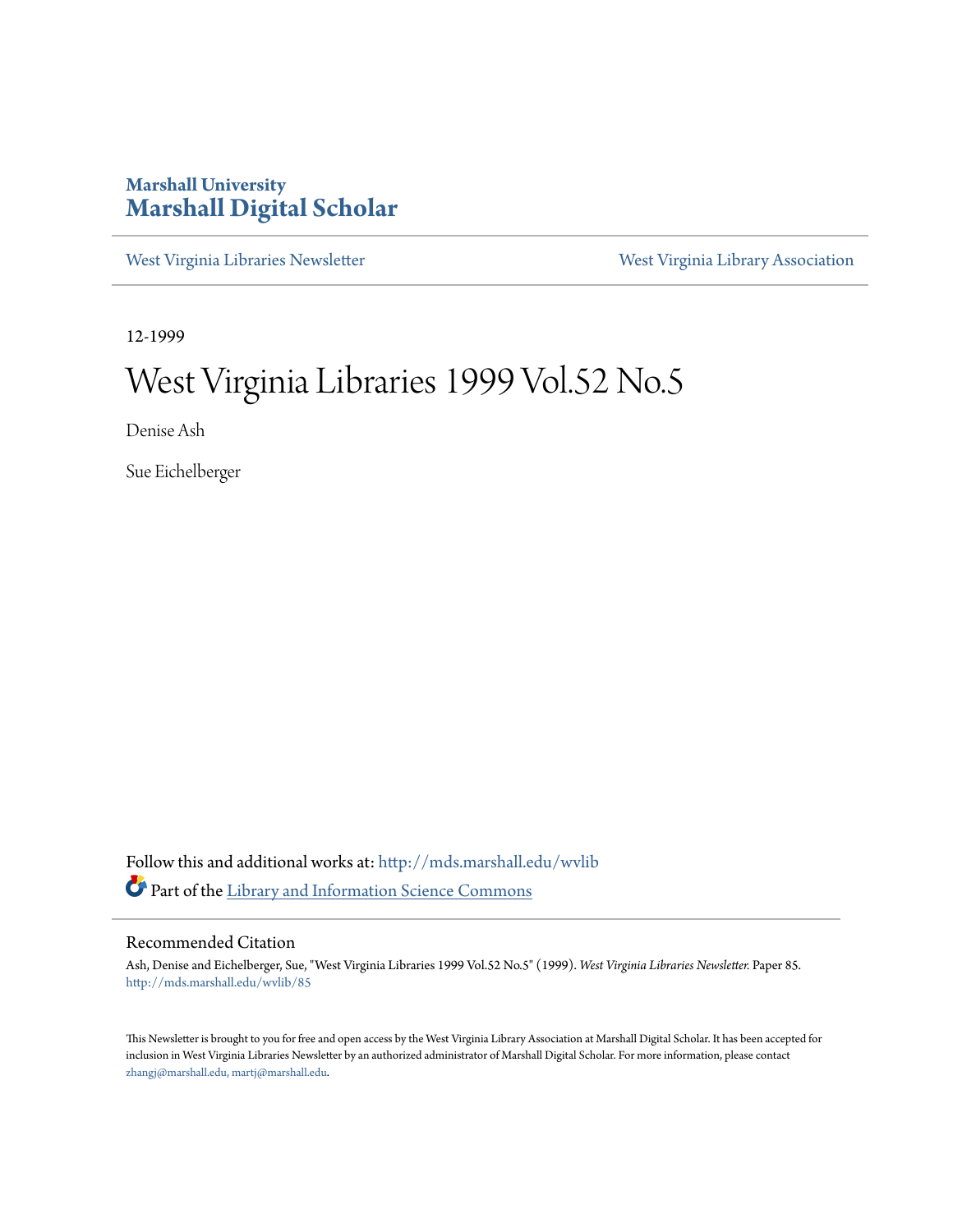Marshall University
**Marshall Digital Scholar**

West Virginia Libraries Newsletter | West Virginia Library Association

12-1999

# West Virginia Libraries 1999 Vol.52 No.5

Denise Ash

Sue Eichelberger

Follow this and additional works at: http://mds.marshall.edu/wvlib
Part of the Library and Information Science Commons

## Recommended Citation

Ash, Denise and Eichelberger, Sue, "West Virginia Libraries 1999 Vol.52 No.5" (1999). *West Virginia Libraries Newsletter.* Paper 85.
http://mds.marshall.edu/wvlib/85

This Newsletter is brought to you for free and open access by the West Virginia Library Association at Marshall Digital Scholar. It has been accepted for inclusion in West Virginia Libraries Newsletter by an authorized administrator of Marshall Digital Scholar. For more information, please contact zhangj@marshall.edu, martj@marshall.edu.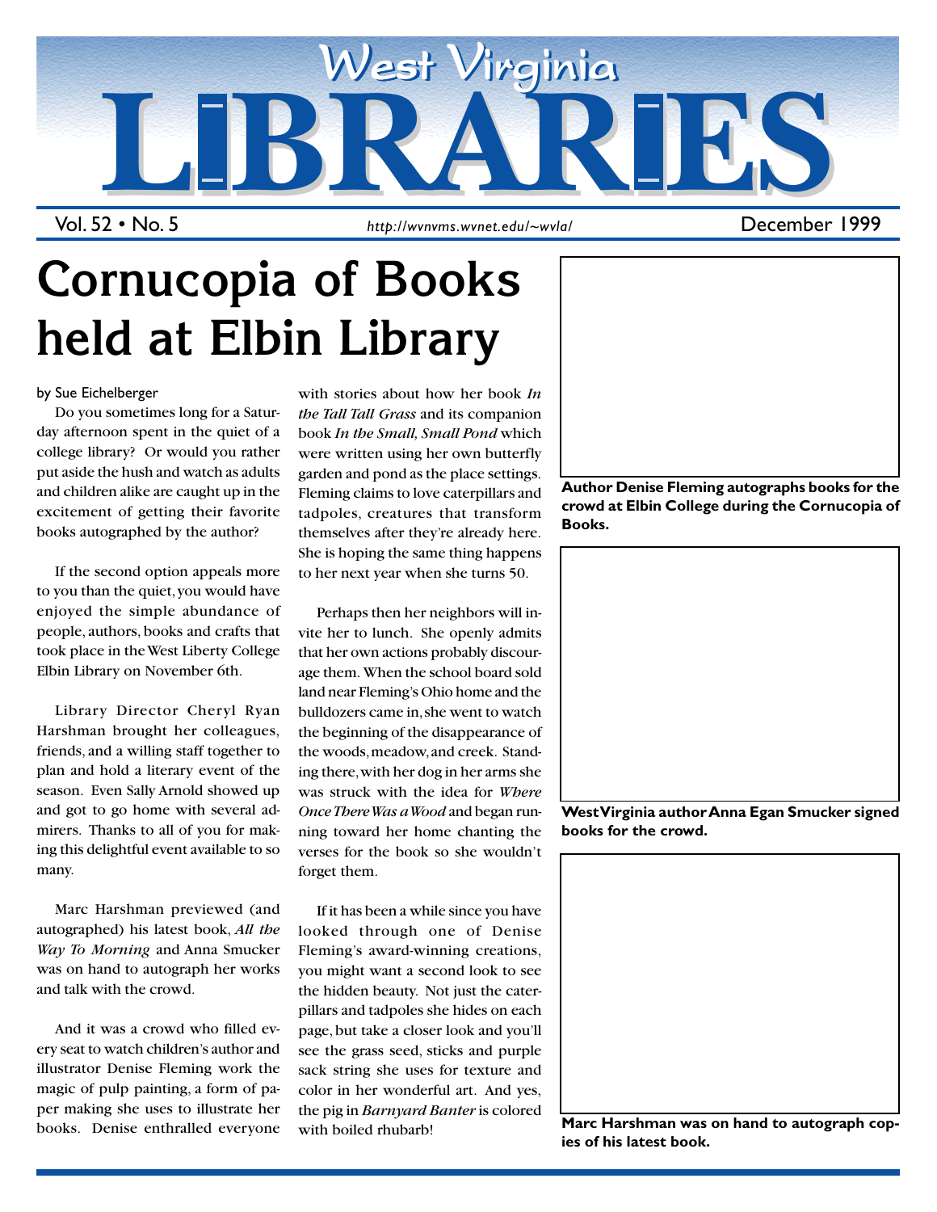# West Virginia LIBRARIES

Vol. 52 • No. 5 | http://wvnvms.wvnet.edu/~wvla/ | December 1999

# Cornucopia of Books held at Elbin Library

by Sue Eichelberger

Do you sometimes long for a Saturday afternoon spent in the quiet of a college library? Or would you rather put aside the hush and watch as adults and children alike are caught up in the excitement of getting their favorite books autographed by the author?

If the second option appeals more to you than the quiet, you would have enjoyed the simple abundance of people, authors, books and crafts that took place in the West Liberty College Elbin Library on November 6th.

Library Director Cheryl Ryan Harshman brought her colleagues, friends, and a willing staff together to plan and hold a literary event of the season. Even Sally Arnold showed up and got to go home with several admirers. Thanks to all of you for making this delightful event available to so many.

Marc Harshman previewed (and autographed) his latest book, *All the Way To Morning* and Anna Smucker was on hand to autograph her works and talk with the crowd.

And it was a crowd who filled every seat to watch children's author and illustrator Denise Fleming work the magic of pulp painting, a form of paper making she uses to illustrate her books. Denise enthralled everyone with stories about how her book *In the Tall Tall Grass* and its companion book *In the Small, Small Pond* which were written using her own butterfly garden and pond as the place settings. Fleming claims to love caterpillars and tadpoles, creatures that transform themselves after they're already here. She is hoping the same thing happens to her next year when she turns 50.

Perhaps then her neighbors will invite her to lunch. She openly admits that her own actions probably discourage them. When the school board sold land near Fleming's Ohio home and the bulldozers came in, she went to watch the beginning of the disappearance of the woods, meadow, and creek. Standing there, with her dog in her arms she was struck with the idea for *Where Once There Was a Wood* and began running toward her home chanting the verses for the book so she wouldn't forget them.

If it has been a while since you have looked through one of Denise Fleming's award-winning creations, you might want a second look to see the hidden beauty. Not just the caterpillars and tadpoles she hides on each page, but take a closer look and you'll see the grass seed, sticks and purple sack string she uses for texture and color in her wonderful art. And yes, the pig in *Barnyard Banter* is colored with boiled rhubarb!

**Author Denise Fleming autographs books for the crowd at Elbin College during the Cornucopia of Books.**

**West Virginia author Anna Egan Smucker signed books for the crowd.**

**Marc Harshman was on hand to autograph copies of his latest book.**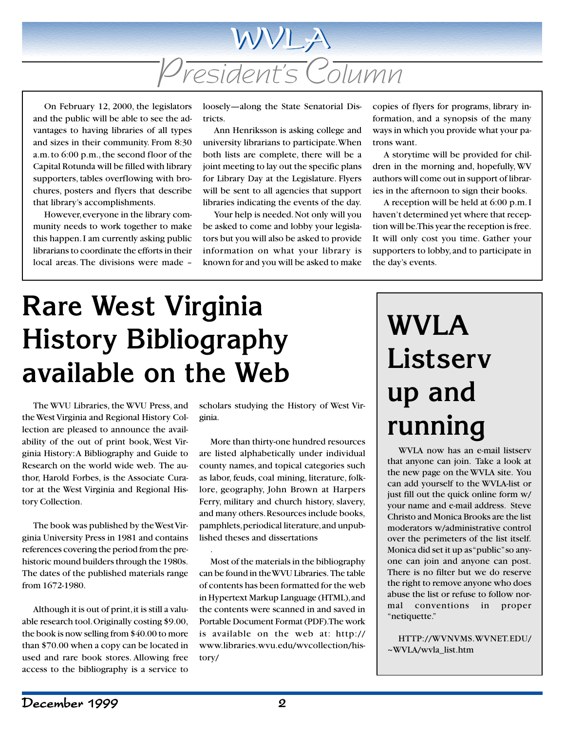# WVLA President's Column

On February 12, 2000, the legislators and the public will be able to see the advantages to having libraries of all types and sizes in their community. From 8:30 a.m. to 6:00 p.m., the second floor of the Capital Rotunda will be filled with library supporters, tables overflowing with brochures, posters and flyers that describe that library's accomplishments.

However, everyone in the library community needs to work together to make this happen. I am currently asking public librarians to coordinate the efforts in their local areas. The divisions were made – loosely—along the State Senatorial Districts.

Ann Henriksson is asking college and university librarians to participate. When both lists are complete, there will be a joint meeting to lay out the specific plans for Library Day at the Legislature. Flyers will be sent to all agencies that support libraries indicating the events of the day.

Your help is needed. Not only will you be asked to come and lobby your legislators but you will also be asked to provide information on what your library is known for and you will be asked to make copies of flyers for programs, library information, and a synopsis of the many ways in which you provide what your patrons want.

A storytime will be provided for children in the morning and, hopefully, WV authors will come out in support of libraries in the afternoon to sign their books.

A reception will be held at 6:00 p.m. I haven't determined yet where that reception will be. This year the reception is free. It will only cost you time. Gather your supporters to lobby, and to participate in the day's events.

# Rare West Virginia History Bibliography available on the Web

The WVU Libraries, the WVU Press, and the West Virginia and Regional History Collection are pleased to announce the availability of the out of print book, West Virginia History: A Bibliography and Guide to Research on the world wide web. The author, Harold Forbes, is the Associate Curator at the West Virginia and Regional History Collection.

The book was published by the West Virginia University Press in 1981 and contains references covering the period from the prehistoric mound builders through the 1980s. The dates of the published materials range from 1672-1980.

Although it is out of print, it is still a valuable research tool. Originally costing $9.00, the book is now selling from $40.00 to more than $70.00 when a copy can be located in used and rare book stores. Allowing free access to the bibliography is a service to scholars studying the History of West Virginia.

More than thirty-one hundred resources are listed alphabetically under individual county names, and topical categories such as labor, feuds, coal mining, literature, folklore, geography, John Brown at Harpers Ferry, military and church history, slavery, and many others. Resources include books, pamphlets, periodical literature, and unpublished theses and dissertations

.

Most of the materials in the bibliography can be found in the WVU Libraries. The table of contents has been formatted for the web in Hypertext Markup Language (HTML), and the contents were scanned in and saved in Portable Document Format (PDF). The work is available on the web at: http://www.libraries.wvu.edu/wvcollection/history/

# WVLA Listserv up and running

WVLA now has an e-mail listserv that anyone can join. Take a look at the new page on the WVLA site. You can add yourself to the WVLA-list or just fill out the quick online form w/ your name and e-mail address. Steve Christo and Monica Brooks are the list moderators w/administrative control over the perimeters of the list itself. Monica did set it up as "public" so anyone can join and anyone can post. There is no filter but we do reserve the right to remove anyone who does abuse the list or refuse to follow normal conventions in proper "netiquette."

HTTP://WVNVMS.WVNET.EDU/~WVLA/wvla_list.htm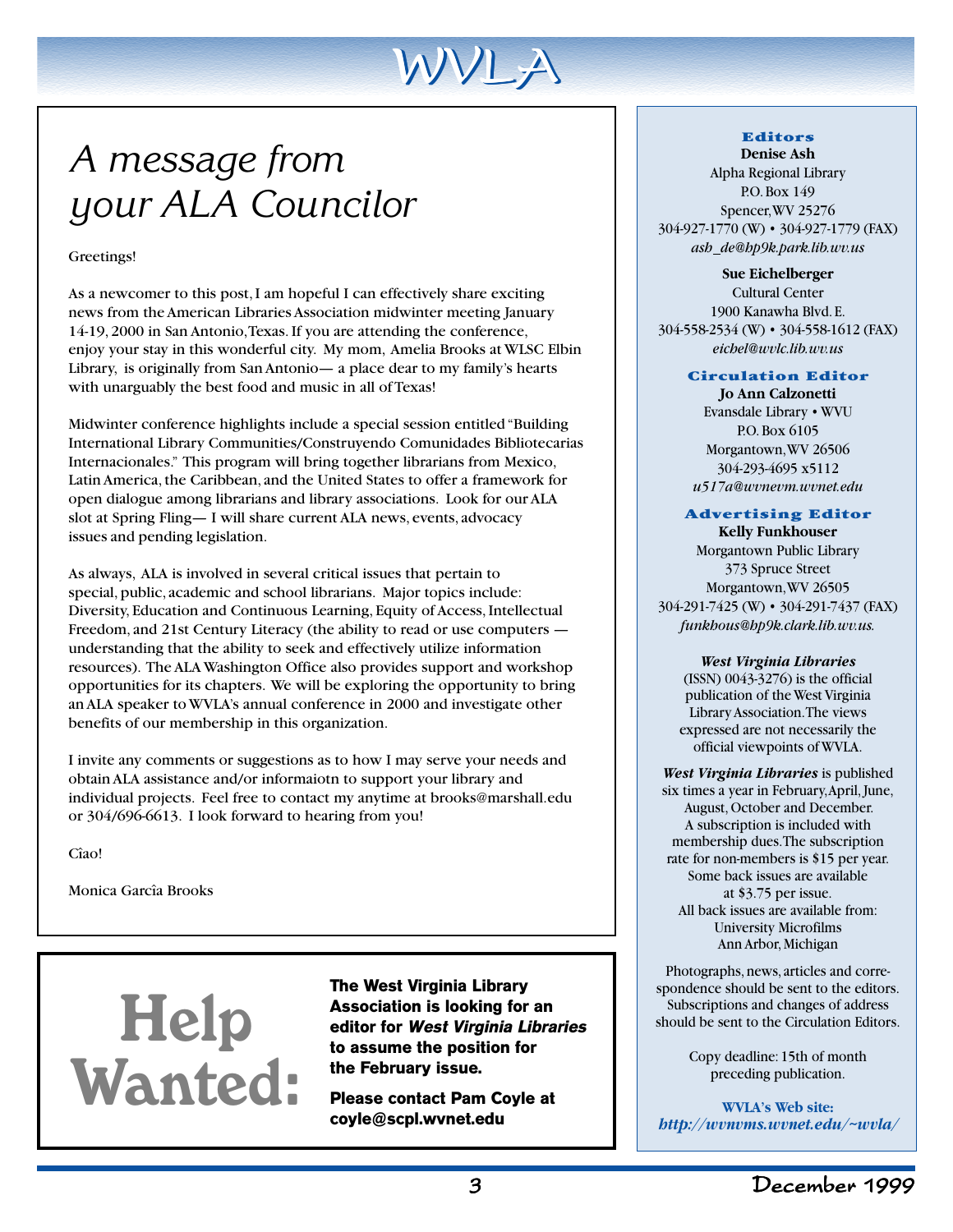# A message from your ALA Councilor

Greetings!

As a newcomer to this post, I am hopeful I can effectively share exciting news from the American Libraries Association midwinter meeting January 14-19, 2000 in San Antonio, Texas. If you are attending the conference, enjoy your stay in this wonderful city. My mom, Amelia Brooks at WLSC Elbin Library, is originally from San Antonio— a place dear to my family's hearts with unarguably the best food and music in all of Texas!

Midwinter conference highlights include a special session entitled "Building International Library Communities/Construyendo Comunidades Bibliotecarias Internacionales." This program will bring together librarians from Mexico, Latin America, the Caribbean, and the United States to offer a framework for open dialogue among librarians and library associations. Look for our ALA slot at Spring Fling— I will share current ALA news, events, advocacy issues and pending legislation.

As always, ALA is involved in several critical issues that pertain to special, public, academic and school librarians. Major topics include: Diversity, Education and Continuous Learning, Equity of Access, Intellectual Freedom, and 21st Century Literacy (the ability to read or use computers — understanding that the ability to seek and effectively utilize information resources). The ALA Washington Office also provides support and workshop opportunities for its chapters. We will be exploring the opportunity to bring an ALA speaker to WVLA's annual conference in 2000 and investigate other benefits of our membership in this organization.

I invite any comments or suggestions as to how I may serve your needs and obtain ALA assistance and/or informaiotn to support your library and individual projects. Feel free to contact my anytime at brooks@marshall.edu or 304/696-6613. I look forward to hearing from you!

Cîao!

Monica Garcîa Brooks

# Help Wanted:

**The West Virginia Library Association is looking for an editor for *West Virginia Libraries* to assume the position for the February issue.**

**Please contact Pam Coyle at coyle@scpl.wvnet.edu**

---

**Editors**

**Denise Ash**
Alpha Regional Library
P.O. Box 149
Spencer, WV 25276
304-927-1770 (W) • 304-927-1779 (FAX)
*ash_de@hp9k.park.lib.wv.us*

**Sue Eichelberger**
Cultural Center
1900 Kanawha Blvd. E.
304-558-2534 (W) • 304-558-1612 (FAX)
*eichel@wvlc.lib.wv.us*

**Circulation Editor**

**Jo Ann Calzonetti**
Evansdale Library • WVU
P.O. Box 6105
Morgantown, WV 26506
304-293-4695 x5112
*u517a@wvnevm.wvnet.edu*

**Advertising Editor**

**Kelly Funkhouser**
Morgantown Public Library
373 Spruce Street
Morgantown, WV 26505
304-291-7425 (W) • 304-291-7437 (FAX)
*funkhous@hp9k.clark.lib.wv.us.*

***West Virginia Libraries*** (ISSN) 0043-3276) is the official publication of the West Virginia Library Association. The views expressed are not necessarily the official viewpoints of WVLA.

***West Virginia Libraries*** is published six times a year in February, April, June, August, October and December. A subscription is included with membership dues. The subscription rate for non-members is $15 per year. Some back issues are available at $3.75 per issue. All back issues are available from: University Microfilms Ann Arbor, Michigan

Photographs, news, articles and correspondence should be sent to the editors. Subscriptions and changes of address should be sent to the Circulation Editors.

Copy deadline: 15th of month preceding publication.

**WVLA's Web site:**
***http://wvnvms.wvnet.edu/~wvla/***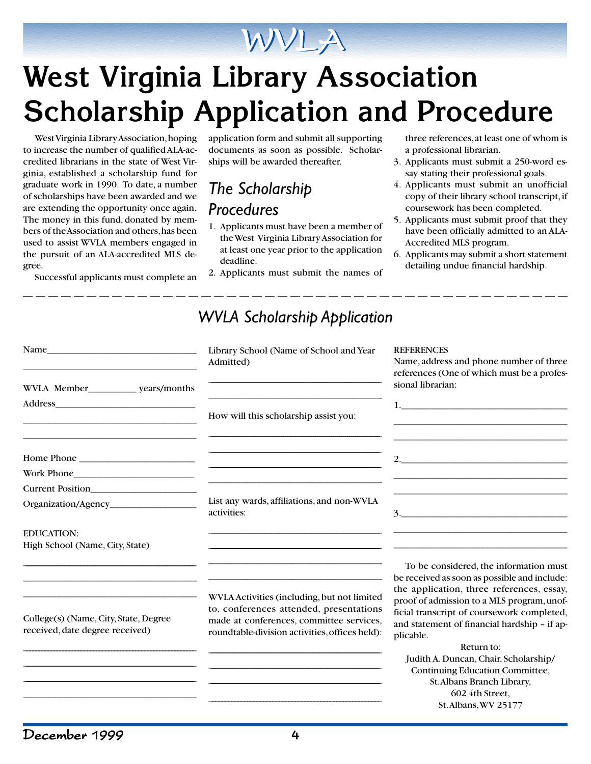# WVLA

# West Virginia Library Association Scholarship Application and Procedure

West Virginia Library Association, hoping to increase the number of qualified ALA-accredited librarians in the state of West Virginia, established a scholarship fund for graduate work in 1990. To date, a number of scholarships have been awarded and we are extending the opportunity once again. The money in this fund, donated by members of the Association and others, has been used to assist WVLA members engaged in the pursuit of an ALA-accredited MLS degree.

Successful applicants must complete an application form and submit all supporting documents as soon as possible. Scholarships will be awarded thereafter.

## *The Scholarship Procedures*

1. Applicants must have been a member of the West Virginia Library Association for at least one year prior to the application deadline.
2. Applicants must submit the names of three references, at least one of whom is a professional librarian.
3. Applicants must submit a 250-word essay stating their professional goals.
4. Applicants must submit an unofficial copy of their library school transcript, if coursework has been completed.
5. Applicants must submit proof that they have been officially admitted to an ALA-Accredited MLS program.
6. Applicants may submit a short statement detailing undue financial hardship.

---

## *WVLA Scholarship Application*

Name_______________________________

_______________________________

WVLA Member__________ years/months

Address_____________________________

_______________________________

_______________________________

Home Phone ________________________

Work Phone_________________________

Current Position_____________________

Organization/Agency_________________

EDUCATION:

High School (Name, City, State)

_______________________________

_______________________________

_______________________________

College(s) (Name, City, State, Degree received, date degree received)

_______________________________

_______________________________

_______________________________

_______________________________

Library School (Name of School and Year Admitted)

_______________________________

_______________________________

How will this scholarship assist you:

_______________________________

_______________________________

_______________________________

_______________________________

List any wards, affiliations, and non-WVLA activities:

_______________________________

_______________________________

_______________________________

_______________________________

WVLA Activities (including, but not limited to, conferences attended, presentations made at conferences, committee services, roundtable-division activities, offices held):

_______________________________

_______________________________

_______________________________

_______________________________

REFERENCES

Name, address and phone number of three references (One of which must be a professional librarian:

1._______________________________

_______________________________

_______________________________

2._______________________________

_______________________________

_______________________________

3._______________________________

_______________________________

_______________________________

To be considered, the information must be received as soon as possible and include: the application, three references, essay, proof of admission to a MLS program, unofficial transcript of coursework completed, and statement of financial hardship – if applicable.

Return to:
Judith A. Duncan, Chair, Scholarship/
Continuing Education Committee,
St. Albans Branch Library,
602 4th Street,
St. Albans, WV 25177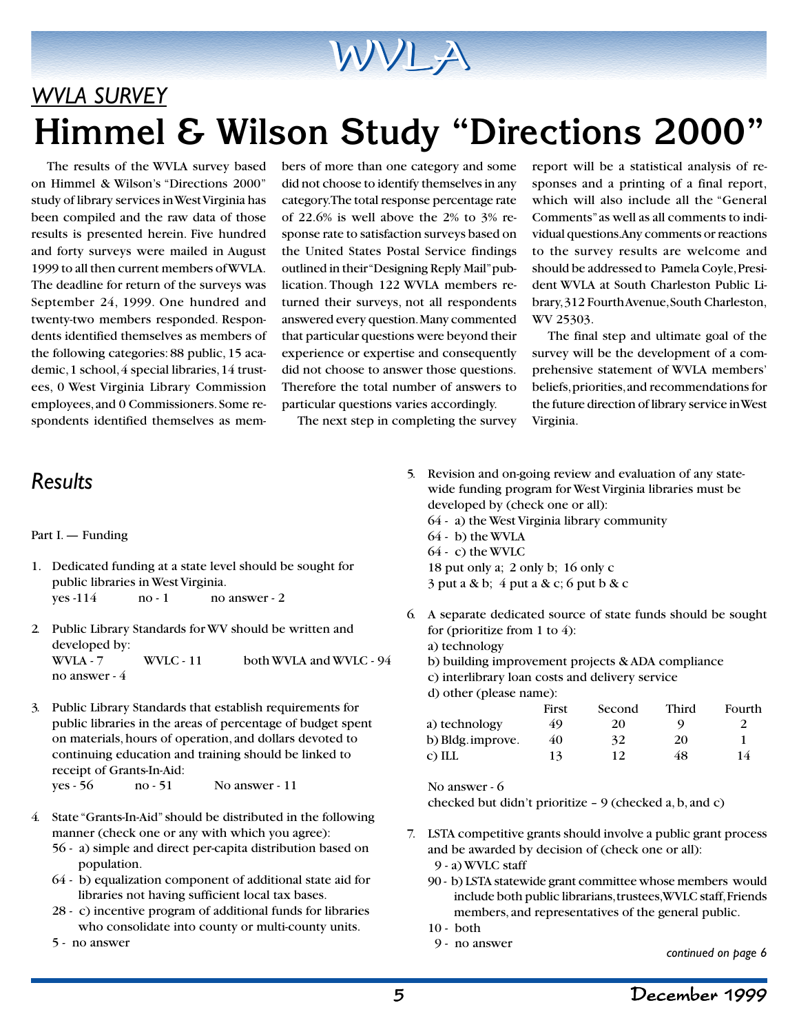## WVLA SURVEY

# Himmel & Wilson Study "Directions 2000"

The results of the WVLA survey based on Himmel & Wilson's "Directions 2000" study of library services in West Virginia has been compiled and the raw data of those results is presented herein. Five hundred and forty surveys were mailed in August 1999 to all then current members of WVLA. The deadline for return of the surveys was September 24, 1999. One hundred and twenty-two members responded. Respondents identified themselves as members of the following categories: 88 public, 15 academic, 1 school, 4 special libraries, 14 trustees, 0 West Virginia Library Commission employees, and 0 Commissioners. Some respondents identified themselves as members of more than one category and some did not choose to identify themselves in any category. The total response percentage rate of 22.6% is well above the 2% to 3% response rate to satisfaction surveys based on the United States Postal Service findings outlined in their "Designing Reply Mail" publication. Though 122 WVLA members returned their surveys, not all respondents answered every question. Many commented that particular questions were beyond their experience or expertise and consequently did not choose to answer those questions. Therefore the total number of answers to particular questions varies accordingly.

The next step in completing the survey report will be a statistical analysis of responses and a printing of a final report, which will also include all the "General Comments" as well as all comments to individual questions. Any comments or reactions to the survey results are welcome and should be addressed to Pamela Coyle, President WVLA at South Charleston Public Library, 312 Fourth Avenue, South Charleston, WV 25303.

The final step and ultimate goal of the survey will be the development of a comprehensive statement of WVLA members' beliefs, priorities, and recommendations for the future direction of library service in West Virginia.

## Results

Part I. — Funding

1. Dedicated funding at a state level should be sought for public libraries in West Virginia.
   yes -114 no - 1 no answer - 2

2. Public Library Standards for WV should be written and developed by:
   WVLA - 7 WVLC - 11 both WVLA and WVLC - 94
   no answer - 4

3. Public Library Standards that establish requirements for public libraries in the areas of percentage of budget spent on materials, hours of operation, and dollars devoted to continuing education and training should be linked to receipt of Grants-In-Aid:
   yes - 56 no - 51 No answer - 11

4. State "Grants-In-Aid" should be distributed in the following manner (check one or any with which you agree):
   56 - a) simple and direct per-capita distribution based on population.
   64 - b) equalization component of additional state aid for libraries not having sufficient local tax bases.
   28 - c) incentive program of additional funds for libraries who consolidate into county or multi-county units.
   5 - no answer

5. Revision and on-going review and evaluation of any statewide funding program for West Virginia libraries must be developed by (check one or all):
   64 - a) the West Virginia library community
   64 - b) the WVLA
   64 - c) the WVLC
   18 put only a; 2 only b; 16 only c
   3 put a & b; 4 put a & c; 6 put b & c

6. A separate dedicated source of state funds should be sought for (prioritize from 1 to 4):
   a) technology
   b) building improvement projects & ADA compliance
   c) interlibrary loan costs and delivery service
   d) other (please name):

| | First | Second | Third | Fourth |
|---|---|---|---|---|
| a) technology | 49 | 20 | 9 | 2 |
| b) Bldg. improve. | 40 | 32 | 20 | 1 |
| c) ILL | 13 | 12 | 48 | 14 |

   No answer - 6
   checked but didn't prioritize – 9 (checked a, b, and c)

7. LSTA competitive grants should involve a public grant process and be awarded by decision of (check one or all):
   9 - a) WVLC staff
   90 - b) LSTA statewide grant committee whose members would include both public librarians, trustees, WVLC staff, Friends members, and representatives of the general public.
   10 - both
   9 - no answer

*continued on page 6*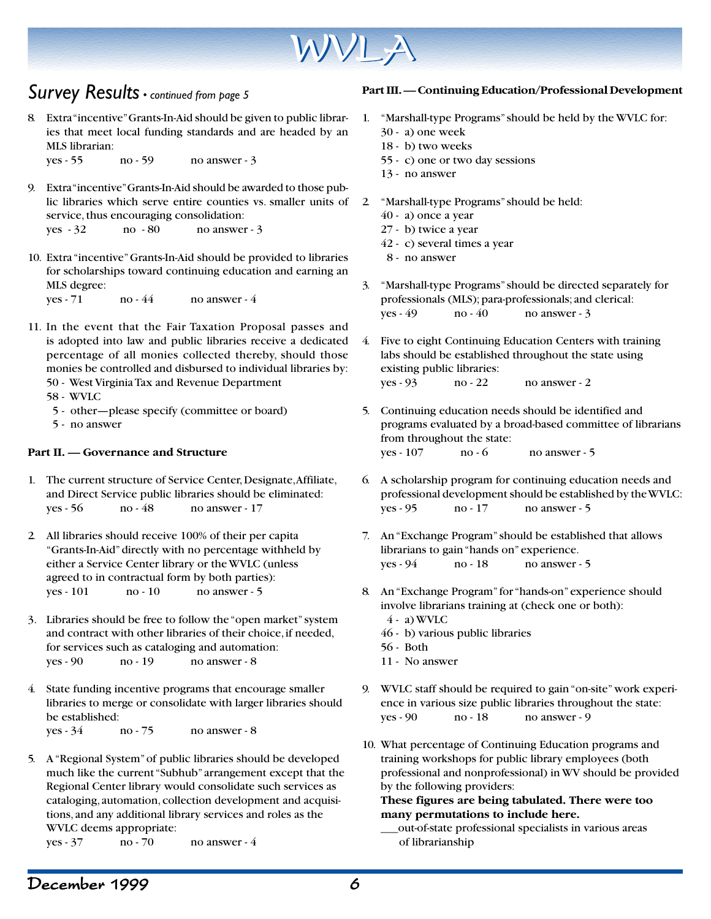## *Survey Results* • *continued from page 5*

8. Extra "incentive" Grants-In-Aid should be given to public libraries that meet local funding standards and are headed by an MLS librarian:
   yes - 55   no - 59   no answer - 3

9. Extra "incentive" Grants-In-Aid should be awarded to those public libraries which serve entire counties vs. smaller units of service, thus encouraging consolidation:
   yes - 32   no - 80   no answer - 3

10. Extra "incentive" Grants-In-Aid should be provided to libraries for scholarships toward continuing education and earning an MLS degree:
    yes - 71   no - 44   no answer - 4

11. In the event that the Fair Taxation Proposal passes and is adopted into law and public libraries receive a dedicated percentage of all monies collected thereby, should those monies be controlled and disbursed to individual libraries by:
    50 - West Virginia Tax and Revenue Department
    58 - WVLC
    5 - other—please specify (committee or board)
    5 - no answer

**Part II. — Governance and Structure**

1. The current structure of Service Center, Designate, Affiliate, and Direct Service public libraries should be eliminated:
   yes - 56   no - 48   no answer - 17

2. All libraries should receive 100% of their per capita "Grants-In-Aid" directly with no percentage withheld by either a Service Center library or the WVLC (unless agreed to in contractual form by both parties):
   yes - 101   no - 10   no answer - 5

3. Libraries should be free to follow the "open market" system and contract with other libraries of their choice, if needed, for services such as cataloging and automation:
   yes - 90   no - 19   no answer - 8

4. State funding incentive programs that encourage smaller libraries to merge or consolidate with larger libraries should be established:
   yes - 34   no - 75   no answer - 8

5. A "Regional System" of public libraries should be developed much like the current "Subhub" arrangement except that the Regional Center library would consolidate such services as cataloging, automation, collection development and acquisitions, and any additional library services and roles as the WVLC deems appropriate:
   yes - 37   no - 70   no answer - 4

**Part III. — Continuing Education/Professional Development**

1. "Marshall-type Programs" should be held by the WVLC for:
   30 - a) one week
   18 - b) two weeks
   55 - c) one or two day sessions
   13 - no answer

2. "Marshall-type Programs" should be held:
   40 - a) once a year
   27 - b) twice a year
   42 - c) several times a year
   8 - no answer

3. "Marshall-type Programs" should be directed separately for professionals (MLS); para-professionals; and clerical:
   yes - 49   no - 40   no answer - 3

4. Five to eight Continuing Education Centers with training labs should be established throughout the state using existing public libraries:
   yes - 93   no - 22   no answer - 2

5. Continuing education needs should be identified and programs evaluated by a broad-based committee of librarians from throughout the state:
   yes - 107   no - 6   no answer - 5

6. A scholarship program for continuing education needs and professional development should be established by the WVLC:
   yes - 95   no - 17   no answer - 5

7. An "Exchange Program" should be established that allows librarians to gain "hands on" experience.
   yes - 94   no - 18   no answer - 5

8. An "Exchange Program" for "hands-on" experience should involve librarians training at (check one or both):
   4 - a) WVLC
   46 - b) various public libraries
   56 - Both
   11 - No answer

9. WVLC staff should be required to gain "on-site" work experience in various size public libraries throughout the state:
   yes - 90   no - 18   no answer - 9

10. What percentage of Continuing Education programs and training workshops for public library employees (both professional and nonprofessional) in WV should be provided by the following providers:
    **These figures are being tabulated. There were too many permutations to include here.**
    ___out-of-state professional specialists in various areas of librarianship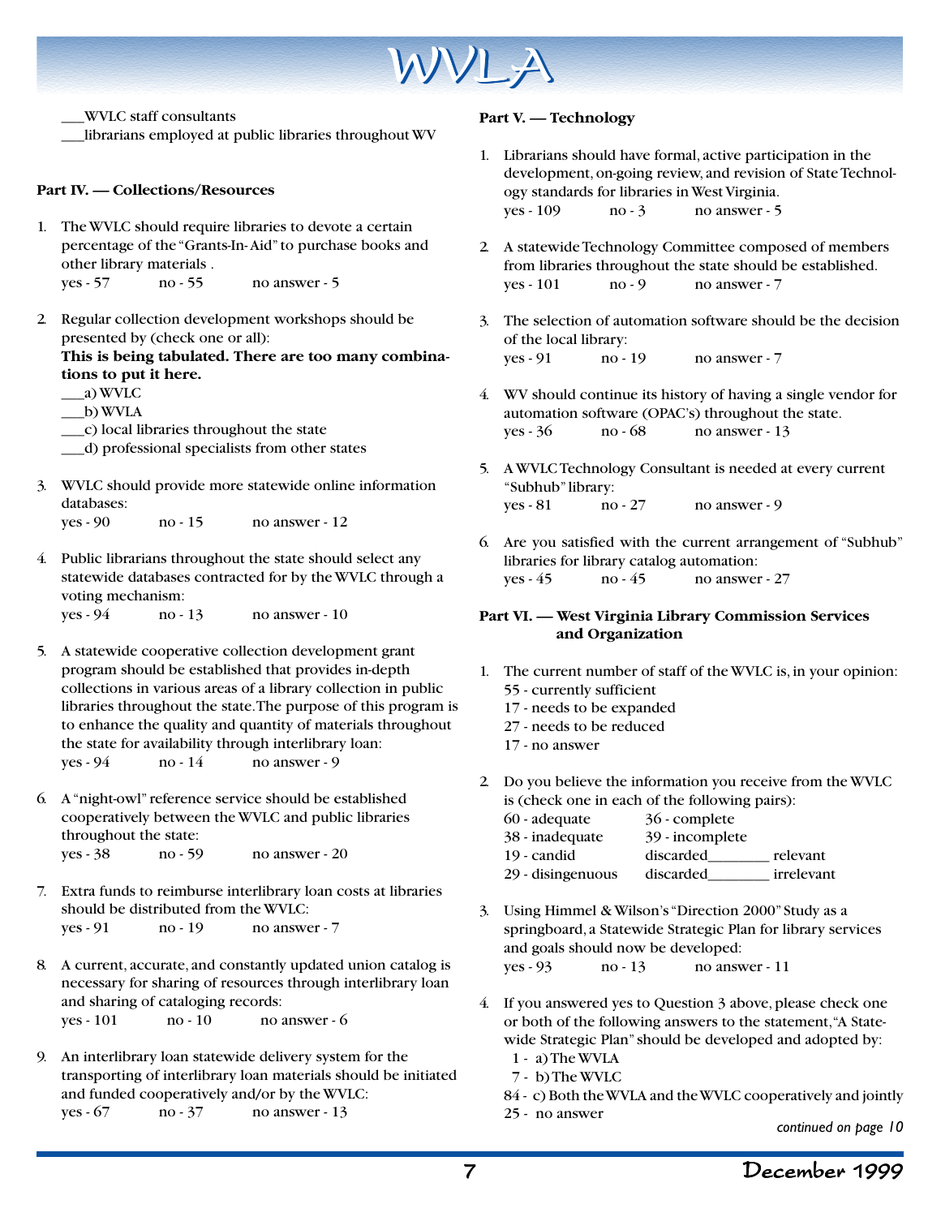___WVLC staff consultants

___librarians employed at public libraries throughout WV

**Part IV. — Collections/Resources**

1. The WVLC should require libraries to devote a certain percentage of the "Grants-In-Aid" to purchase books and other library materials .
   yes - 57 no - 55 no answer - 5

2. Regular collection development workshops should be presented by (check one or all):
   **This is being tabulated. There are too many combinations to put it here.**
   ___a) WVLC
   ___b) WVLA
   ___c) local libraries throughout the state
   ___d) professional specialists from other states

3. WVLC should provide more statewide online information databases:
   yes - 90 no - 15 no answer - 12

4. Public librarians throughout the state should select any statewide databases contracted for by the WVLC through a voting mechanism:
   yes - 94 no - 13 no answer - 10

5. A statewide cooperative collection development grant program should be established that provides in-depth collections in various areas of a library collection in public libraries throughout the state. The purpose of this program is to enhance the quality and quantity of materials throughout the state for availability through interlibrary loan:
   yes - 94 no - 14 no answer - 9

6. A "night-owl" reference service should be established cooperatively between the WVLC and public libraries throughout the state:
   yes - 38 no - 59 no answer - 20

7. Extra funds to reimburse interlibrary loan costs at libraries should be distributed from the WVLC:
   yes - 91 no - 19 no answer - 7

8. A current, accurate, and constantly updated union catalog is necessary for sharing of resources through interlibrary loan and sharing of cataloging records:
   yes - 101 no - 10 no answer - 6

9. An interlibrary loan statewide delivery system for the transporting of interlibrary loan materials should be initiated and funded cooperatively and/or by the WVLC:
   yes - 67 no - 37 no answer - 13

**Part V. — Technology**

1. Librarians should have formal, active participation in the development, on-going review, and revision of State Technology standards for libraries in West Virginia.
   yes - 109 no - 3 no answer - 5

2. A statewide Technology Committee composed of members from libraries throughout the state should be established.
   yes - 101 no - 9 no answer - 7

3. The selection of automation software should be the decision of the local library:
   yes - 91 no - 19 no answer - 7

4. WV should continue its history of having a single vendor for automation software (OPAC's) throughout the state.
   yes - 36 no - 68 no answer - 13

5. A WVLC Technology Consultant is needed at every current "Subhub" library:
   yes - 81 no - 27 no answer - 9

6. Are you satisfied with the current arrangement of "Subhub" libraries for library catalog automation:
   yes - 45 no - 45 no answer - 27

**Part VI. — West Virginia Library Commission Services and Organization**

1. The current number of staff of the WVLC is, in your opinion:
   55 - currently sufficient
   17 - needs to be expanded
   27 - needs to be reduced
   17 - no answer

2. Do you believe the information you receive from the WVLC is (check one in each of the following pairs):

   | | |
   |---|---|
   | 60 - adequate | 36 - complete |
   | 38 - inadequate | 39 - incomplete |
   | 19 - candid | discarded________ relevant |
   | 29 - disingenuous | discarded________ irrelevant |

3. Using Himmel & Wilson's "Direction 2000" Study as a springboard, a Statewide Strategic Plan for library services and goals should now be developed:
   yes - 93 no - 13 no answer - 11

4. If you answered yes to Question 3 above, please check one or both of the following answers to the statement, "A Statewide Strategic Plan" should be developed and adopted by:
   1 - a) The WVLA
   7 - b) The WVLC
   84 - c) Both the WVLA and the WVLC cooperatively and jointly
   25 - no answer

*continued on page 10*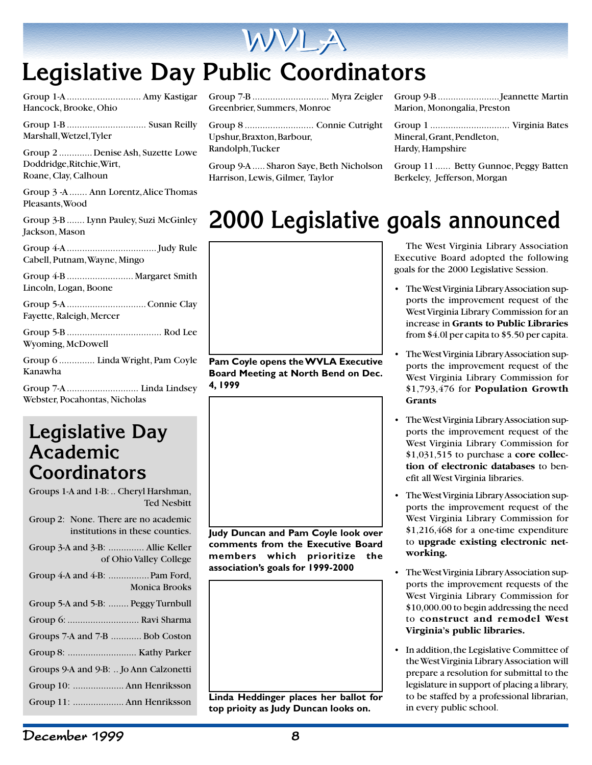# Legislative Day Public Coordinators

Group 1-A ............................ Amy Kastigar
Hancock, Brooke, Ohio

Group 1-B .............................. Susan Reilly
Marshall, Wetzel, Tyler

Group 2 ............ Denise Ash, Suzette Lowe
Doddridge, Ritchie, Wirt, Roane, Clay, Calhoun

Group 3 -A ....... Ann Lorentz, Alice Thomas
Pleasants, Wood

Group 3-B ....... Lynn Pauley, Suzi McGinley
Jackson, Mason

Group 4-A .................................. Judy Rule
Cabell, Putnam, Wayne, Mingo

Group 4-B .......................... Margaret Smith
Lincoln, Logan, Boone

Group 5-A .............................. Connie Clay
Fayette, Raleigh, Mercer

Group 5-B .................................... Rod Lee
Wyoming, McDowell

Group 6 ............. Linda Wright, Pam Coyle
Kanawha

Group 7-A ........................... Linda Lindsey
Webster, Pocahontas, Nicholas

Group 7-B ............................. Myra Zeigler
Greenbrier, Summers, Monroe

Group 8 .......................... Connie Cutright
Upshur, Braxton, Barbour, Randolph, Tucker

Group 9-A ..... Sharon Saye, Beth Nicholson
Harrison, Lewis, Gilmer, Taylor

Group 9-B ........................Jeannette Martin
Marion, Monongalia, Preston

Group 1 .............................. Virginia Bates
Mineral, Grant, Pendleton, Hardy, Hampshire

Group 11 ...... Betty Gunnoe, Peggy Batten
Berkeley, Jefferson, Morgan

## Legislative Day Academic Coordinators

Groups 1-A and 1-B: .. Cheryl Harshman, Ted Nesbitt

Group 2: None. There are no academic institutions in these counties.

Group 3-A and 3-B: ............. Allie Keller of Ohio Valley College

Group 4-A and 4-B: ................Pam Ford, Monica Brooks

Group 5-A and 5-B: ........ Peggy Turnbull

Group 6: ............................ Ravi Sharma

Groups 7-A and 7-B ............ Bob Coston

Group 8: ........................... Kathy Parker

Groups 9-A and 9-B: .. Jo Ann Calzonetti

Group 10: .................... Ann Henriksson

Group 11: .................... Ann Henriksson

# 2000 Legislative goals announced

**Pam Coyle opens the WVLA Executive Board Meeting at North Bend on Dec. 4, 1999**

**Judy Duncan and Pam Coyle look over comments from the Executive Board members which prioritize the association's goals for 1999-2000**

**Linda Heddinger places her ballot for top prioity as Judy Duncan looks on.**

The West Virginia Library Association Executive Board adopted the following goals for the 2000 Legislative Session.

- The West Virginia Library Association supports the improvement request of the West Virginia Library Commission for an increase in **Grants to Public Libraries** from $4.0l per capita to $5.50 per capita.
- The West Virginia Library Association supports the improvement request of the West Virginia Library Commission for $1,793,476 for **Population Growth Grants**
- The West Virginia Library Association supports the improvement request of the West Virginia Library Commission for $1,031,515 to purchase a **core collection of electronic databases** to benefit all West Virginia libraries.
- The West Virginia Library Association supports the improvement request of the West Virginia Library Commission for $1,216,468 for a one-time expenditure to **upgrade existing electronic networking.**
- The West Virginia Library Association supports the improvement requests of the West Virginia Library Commission for $10,000.00 to begin addressing the need to **construct and remodel West Virginia's public libraries.**
- In addition, the Legislative Committee of the West Virginia Library Association will prepare a resolution for submittal to the legislature in support of placing a library, to be staffed by a professional librarian, in every public school.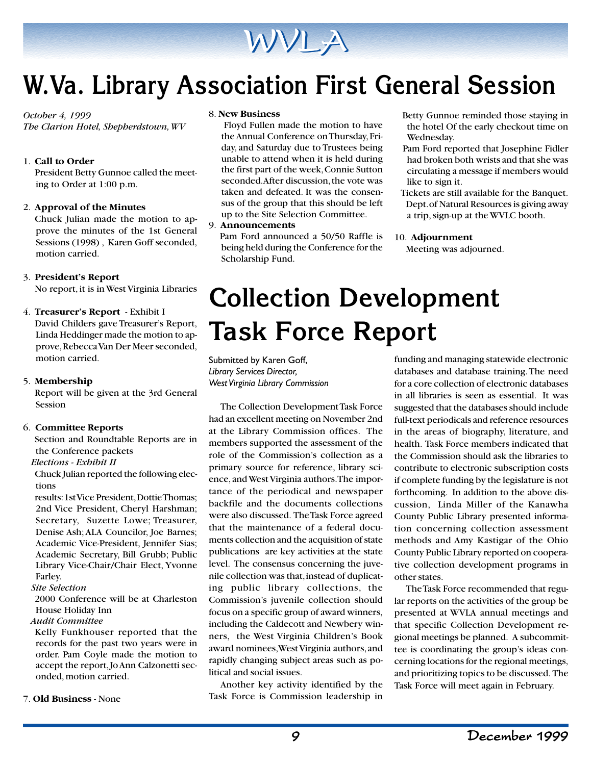# W.Va. Library Association First General Session

*October 4, 1999*
*The Clarion Hotel, Shepherdstown, WV*

1. **Call to Order**
   President Betty Gunnoe called the meeting to Order at 1:00 p.m.

2. **Approval of the Minutes**
   Chuck Julian made the motion to approve the minutes of the 1st General Sessions (1998) , Karen Goff seconded, motion carried.

3. **President's Report**
   No report, it is in West Virginia Libraries

4. **Treasurer's Report** - Exhibit I
   David Childers gave Treasurer's Report, Linda Heddinger made the motion to approve, Rebecca Van Der Meer seconded, motion carried.

5. **Membership**
   Report will be given at the 3rd General Session

6. **Committee Reports**
   Section and Roundtable Reports are in the Conference packets
   *Elections - Exhibit II*
   Chuck Julian reported the following elections results: 1st Vice President, Dottie Thomas; 2nd Vice President, Cheryl Harshman; Secretary, Suzette Lowe; Treasurer, Denise Ash; ALA Councilor, Joe Barnes; Academic Vice-President, Jennifer Sias; Academic Secretary, Bill Grubb; Public Library Vice-Chair/Chair Elect, Yvonne Farley.
   *Site Selection*
   2000 Conference will be at Charleston House Holiday Inn
   *Audit Committee*
   Kelly Funkhouser reported that the records for the past two years were in order. Pam Coyle made the motion to accept the report, Jo Ann Calzonetti seconded, motion carried.

7. **Old Business** - None

8. **New Business**
   Floyd Fullen made the motion to have the Annual Conference on Thursday, Friday, and Saturday due to Trustees being unable to attend when it is held during the first part of the week, Connie Sutton seconded. After discussion, the vote was taken and defeated. It was the consensus of the group that this should be left up to the Site Selection Committee.

9. **Announcements**
   Pam Ford announced a 50/50 Raffle is being held during the Conference for the Scholarship Fund.
   Betty Gunnoe reminded those staying in the hotel Of the early checkout time on Wednesday.
   Pam Ford reported that Josephine Fidler had broken both wrists and that she was circulating a message if members would like to sign it.
   Tickets are still available for the Banquet. Dept. of Natural Resources is giving away a trip, sign-up at the WVLC booth.

10. **Adjournment**
    Meeting was adjourned.

# Collection Development Task Force Report

Submitted by Karen Goff,
*Library Services Director,*
*West Virginia Library Commission*

The Collection Development Task Force had an excellent meeting on November 2nd at the Library Commission offices. The members supported the assessment of the role of the Commission's collection as a primary source for reference, library science, and West Virginia authors. The importance of the periodical and newspaper backfile and the documents collections were also discussed. The Task Force agreed that the maintenance of a federal documents collection and the acquisition of state publications are key activities at the state level. The consensus concerning the juvenile collection was that, instead of duplicating public library collections, the Commission's juvenile collection should focus on a specific group of award winners, including the Caldecott and Newbery winners, the West Virginia Children's Book award nominees, West Virginia authors, and rapidly changing subject areas such as political and social issues.

Another key activity identified by the Task Force is Commission leadership in funding and managing statewide electronic databases and database training. The need for a core collection of electronic databases in all libraries is seen as essential. It was suggested that the databases should include full-text periodicals and reference resources in the areas of biography, literature, and health. Task Force members indicated that the Commission should ask the libraries to contribute to electronic subscription costs if complete funding by the legislature is not forthcoming. In addition to the above discussion, Linda Miller of the Kanawha County Public Library presented information concerning collection assessment methods and Amy Kastigar of the Ohio County Public Library reported on cooperative collection development programs in other states.

The Task Force recommended that regular reports on the activities of the group be presented at WVLA annual meetings and that specific Collection Development regional meetings be planned. A subcommittee is coordinating the group's ideas concerning locations for the regional meetings, and prioritizing topics to be discussed. The Task Force will meet again in February.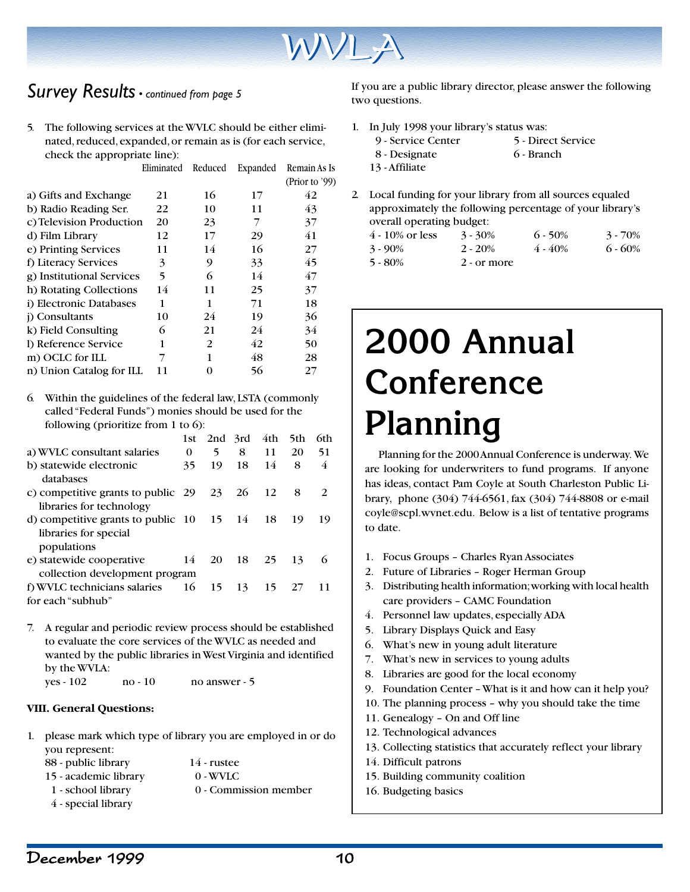## *Survey Results* • *continued from page 5*

5. The following services at the WVLC should be either eliminated, reduced, expanded, or remain as is (for each service, check the appropriate line):

| | Eliminated | Reduced | Expanded | Remain As Is (Prior to '99) |
|---|---|---|---|---|
| a) Gifts and Exchange | 21 | 16 | 17 | 42 |
| b) Radio Reading Ser. | 22 | 10 | 11 | 43 |
| c) Television Production | 20 | 23 | 7 | 37 |
| d) Film Library | 12 | 17 | 29 | 41 |
| e) Printing Services | 11 | 14 | 16 | 27 |
| f) Literacy Services | 3 | 9 | 33 | 45 |
| g) Institutional Services | 5 | 6 | 14 | 47 |
| h) Rotating Collections | 14 | 11 | 25 | 37 |
| i) Electronic Databases | 1 | 1 | 71 | 18 |
| j) Consultants | 10 | 24 | 19 | 36 |
| k) Field Consulting | 6 | 21 | 24 | 34 |
| l) Reference Service | 1 | 2 | 42 | 50 |
| m) OCLC for ILL | 7 | 1 | 48 | 28 |
| n) Union Catalog for ILL | 11 | 0 | 56 | 27 |

6. Within the guidelines of the federal law, LSTA (commonly called "Federal Funds") monies should be used for the following (prioritize from 1 to 6):

| | 1st | 2nd | 3rd | 4th | 5th | 6th |
|---|---|---|---|---|---|---|
| a) WVLC consultant salaries | 0 | 5 | 8 | 11 | 20 | 51 |
| b) statewide electronic databases | 35 | 19 | 18 | 14 | 8 | 4 |
| c) competitive grants to public libraries for technology | 29 | 23 | 26 | 12 | 8 | 2 |
| d) competitive grants to public libraries for special populations | 10 | 15 | 14 | 18 | 19 | 19 |
| e) statewide cooperative collection development program | 14 | 20 | 18 | 25 | 13 | 6 |
| f) WVLC technicians salaries for each "subhub" | 16 | 15 | 13 | 15 | 27 | 11 |

7. A regular and periodic review process should be established to evaluate the core services of the WVLC as needed and wanted by the public libraries in West Virginia and identified by the WVLA:
   yes - 102   no - 10   no answer - 5

**VIII. General Questions:**

1. please mark which type of library you are employed in or do you represent:
   - 88 - public library
   - 15 - academic library
   - 1 - school library
   - 4 - special library
   - 14 - rustee
   - 0 - WVLC
   - 0 - Commission member

If you are a public library director, please answer the following two questions.

1. In July 1998 your library's status was:
   - 9 - Service Center
   - 8 - Designate
   - 13 - Affiliate
   - 5 - Direct Service
   - 6 - Branch

2. Local funding for your library from all sources equaled approximately the following percentage of your library's overall operating budget:
   - 4 - 10% or less
   - 3 - 30%
   - 6 - 50%
   - 3 - 70%
   - 3 - 90%
   - 2 - 20%
   - 4 - 40%
   - 6 - 60%
   - 5 - 80%
   - 2 - or more

# 2000 Annual Conference Planning

Planning for the 2000 Annual Conference is underway. We are looking for underwriters to fund programs. If anyone has ideas, contact Pam Coyle at South Charleston Public Library, phone (304) 744-6561, fax (304) 744-8808 or e-mail coyle@scpl.wvnet.edu. Below is a list of tentative programs to date.

1. Focus Groups – Charles Ryan Associates
2. Future of Libraries – Roger Herman Group
3. Distributing health information; working with local health care providers – CAMC Foundation
4. Personnel law updates, especially ADA
5. Library Displays Quick and Easy
6. What's new in young adult literature
7. What's new in services to young adults
8. Libraries are good for the local economy
9. Foundation Center – What is it and how can it help you?
10. The planning process – why you should take the time
11. Genealogy – On and Off line
12. Technological advances
13. Collecting statistics that accurately reflect your library
14. Difficult patrons
15. Building community coalition
16. Budgeting basics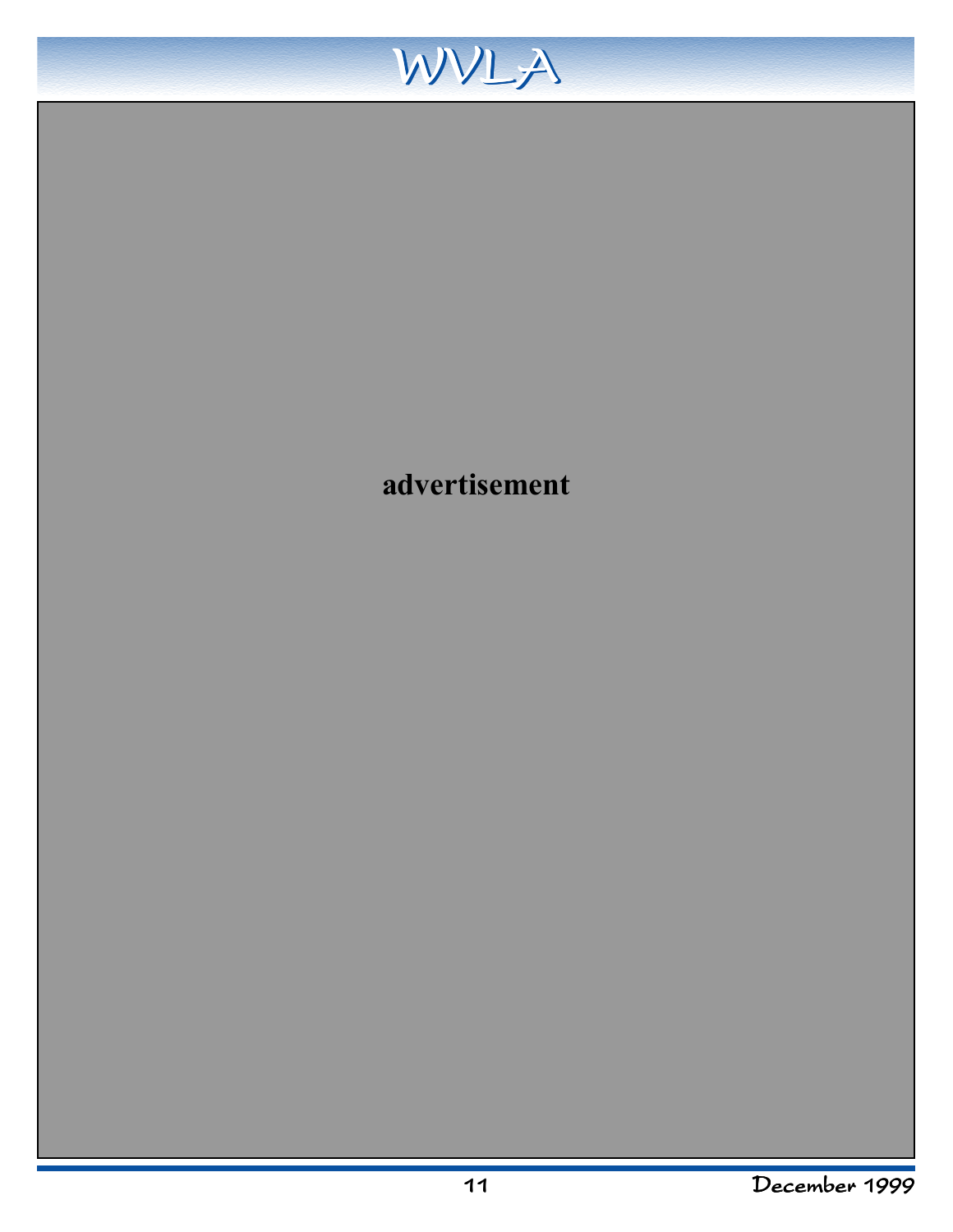**advertisement**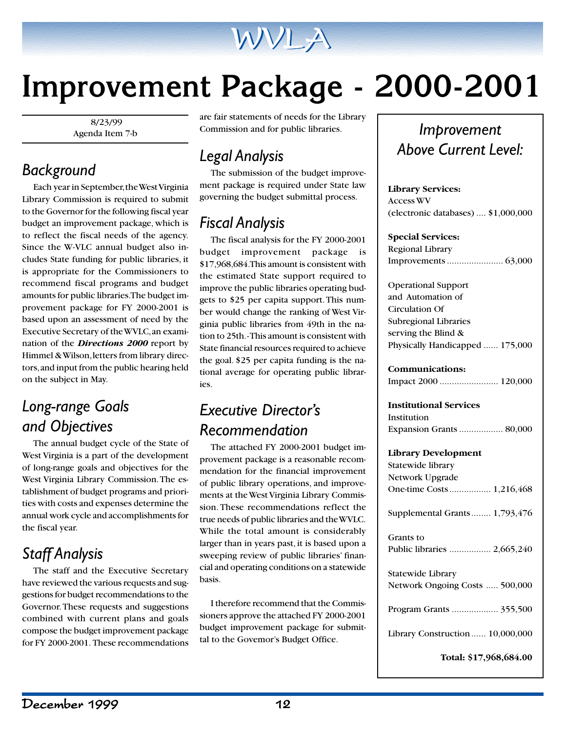# Improvement Package - 2000-2001

8/23/99
Agenda Item 7-b

## Background

Each year in September, the West Virginia Library Commission is required to submit to the Governor for the following fiscal year budget an improvement package, which is to reflect the fiscal needs of the agency. Since the W-VLC annual budget also includes State funding for public libraries, it is appropriate for the Commissioners to recommend fiscal programs and budget amounts for public libraries. The budget improvement package for FY 2000-2001 is based upon an assessment of need by the Executive Secretary of the WVLC, an examination of the ***Directions 2000*** report by Himmel & Wilson, letters from library directors, and input from the public hearing held on the subject in May.

## Long-range Goals and Objectives

The annual budget cycle of the State of West Virginia is a part of the development of long-range goals and objectives for the West Virginia Library Commission. The establishment of budget programs and priorities with costs and expenses determine the annual work cycle and accomplishments for the fiscal year.

## Staff Analysis

The staff and the Executive Secretary have reviewed the various requests and suggestions for budget recommendations to the Governor. These requests and suggestions combined with current plans and goals compose the budget improvement package for FY 2000-2001. These recommendations are fair statements of needs for the Library Commission and for public libraries.

## Legal Analysis

The submission of the budget improvement package is required under State law governing the budget submittal process.

## Fiscal Analysis

The fiscal analysis for the FY 2000-2001 budget improvement package is $17,968,684. This amount is consistent with the estimated State support required to improve the public libraries operating budgets to $25 per capita support. This number would change the ranking of West Virginia public libraries from 49th in the nation to 25th.-This amount is consistent with State financial resources required to achieve the goal. $25 per capita funding is the national average for operating public libraries.

## Executive Director's Recommendation

The attached FY 2000-2001 budget improvement package is a reasonable recommendation for the financial improvement of public library operations, and improvements at the West Virginia Library Commission. These recommendations reflect the true needs of public libraries and the WVLC. While the total amount is considerably larger than in years past, it is based upon a sweeping review of public libraries' financial and operating conditions on a statewide basis.

I therefore recommend that the Commissioners approve the attached FY 2000-2001 budget improvement package for submittal to the Govemor's Budget Office.

## Improvement Above Current Level:

**Library Services:**
Access WV (electronic databases) .... $1,000,000

**Special Services:**
Regional Library Improvements ....................... 63,000

Operational Support and Automation of Circulation Of Subregional Libraries serving the Blind & Physically Handicapped ...... 175,000

**Communications:**
Impact 2000 ........................ 120,000

**Institutional Services**
Institution Expansion Grants .................. 80,000

**Library Development**
Statewide library Network Upgrade One-time Costs ................. 1,216,468

Supplemental Grants ........ 1,793,476

Grants to Public libraries ................. 2,665,240

Statewide Library Network Ongoing Costs ..... 500,000

Program Grants ................... 355,500

Library Construction ...... 10,000,000

**Total: $17,968,684.00**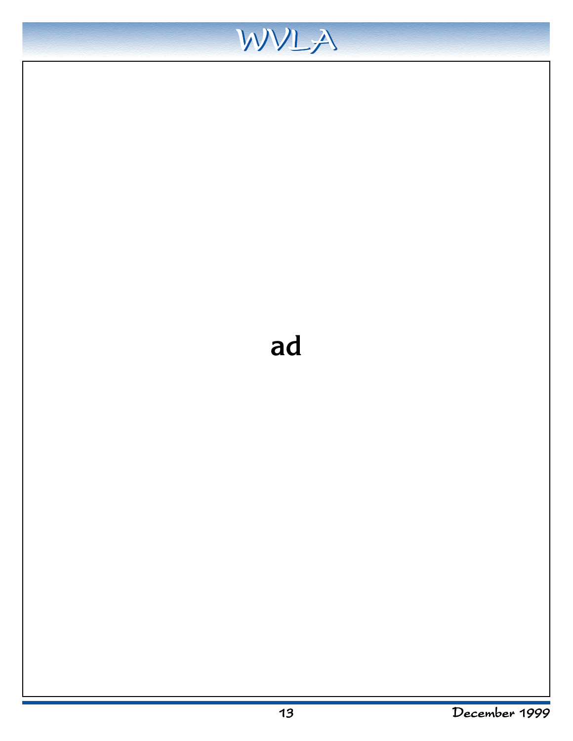ad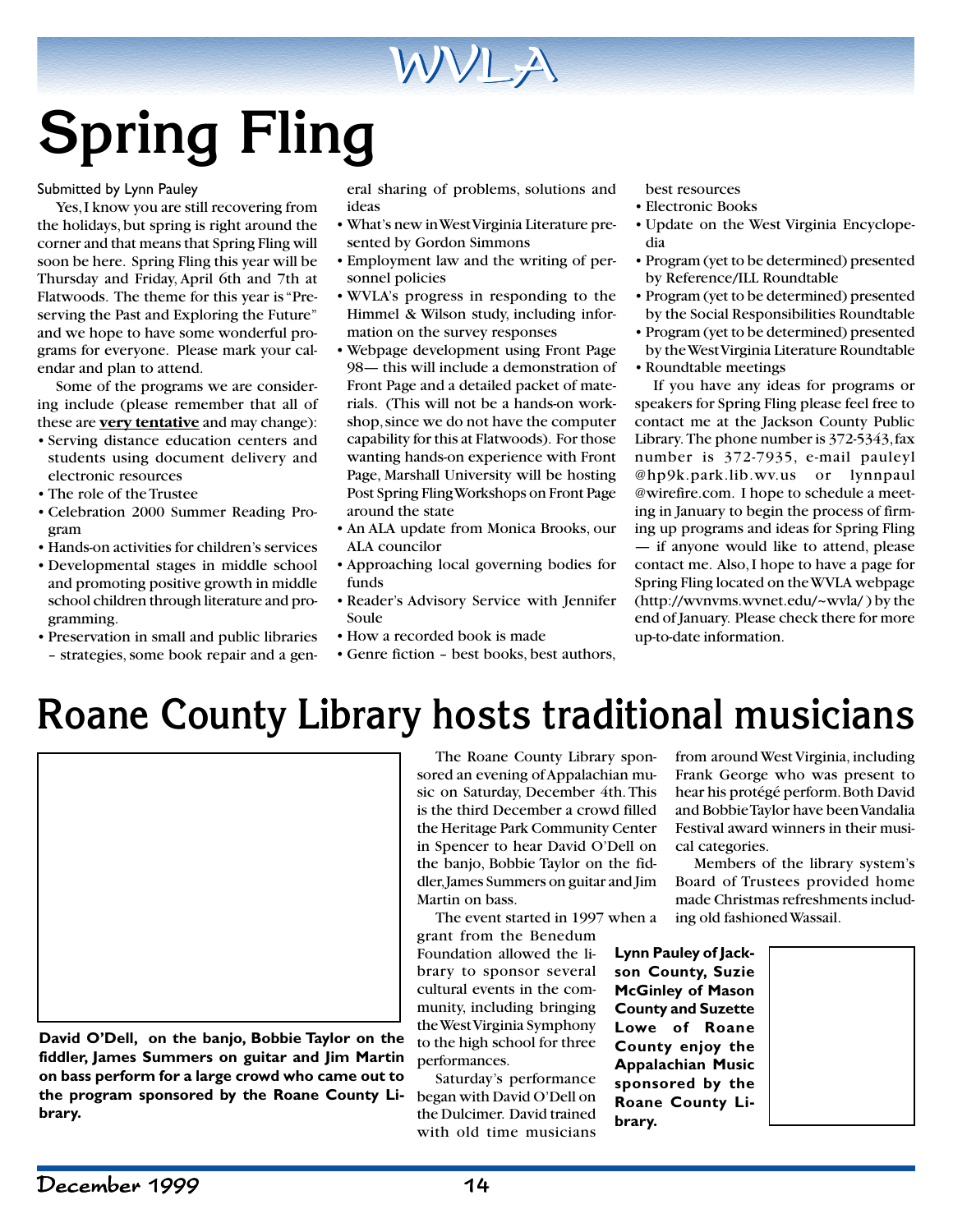# Spring Fling

Submitted by Lynn Pauley

Yes, I know you are still recovering from the holidays, but spring is right around the corner and that means that Spring Fling will soon be here. Spring Fling this year will be Thursday and Friday, April 6th and 7th at Flatwoods. The theme for this year is "Preserving the Past and Exploring the Future" and we hope to have some wonderful programs for everyone. Please mark your calendar and plan to attend.

Some of the programs we are considering include (please remember that all of these are **very tentative** and may change):

- Serving distance education centers and students using document delivery and electronic resources
- The role of the Trustee
- Celebration 2000 Summer Reading Program
- Hands-on activities for children's services
- Developmental stages in middle school and promoting positive growth in middle school children through literature and programming.
- Preservation in small and public libraries – strategies, some book repair and a general sharing of problems, solutions and ideas
- What's new in West Virginia Literature presented by Gordon Simmons
- Employment law and the writing of personnel policies
- WVLA's progress in responding to the Himmel & Wilson study, including information on the survey responses
- Webpage development using Front Page 98— this will include a demonstration of Front Page and a detailed packet of materials. (This will not be a hands-on workshop, since we do not have the computer capability for this at Flatwoods). For those wanting hands-on experience with Front Page, Marshall University will be hosting Post Spring Fling Workshops on Front Page around the state
- An ALA update from Monica Brooks, our ALA councilor
- Approaching local governing bodies for funds
- Reader's Advisory Service with Jennifer Soule
- How a recorded book is made
- Genre fiction – best books, best authors, best resources
- Electronic Books
- Update on the West Virginia Encyclopedia
- Program (yet to be determined) presented by Reference/ILL Roundtable
- Program (yet to be determined) presented by the Social Responsibilities Roundtable
- Program (yet to be determined) presented by the West Virginia Literature Roundtable
- Roundtable meetings

If you have any ideas for programs or speakers for Spring Fling please feel free to contact me at the Jackson County Public Library. The phone number is 372-5343, fax number is 372-7935, e-mail pauleyl @hp9k.park.lib.wv.us or lynnpaul @wirefire.com. I hope to schedule a meeting in January to begin the process of firming up programs and ideas for Spring Fling — if anyone would like to attend, please contact me. Also, I hope to have a page for Spring Fling located on the WVLA webpage (http://wvnvms.wvnet.edu/~wvla/ ) by the end of January. Please check there for more up-to-date information.

# Roane County Library hosts traditional musicians

**David O'Dell, on the banjo, Bobbie Taylor on the fiddler, James Summers on guitar and Jim Martin on bass perform for a large crowd who came out to the program sponsored by the Roane County Library.**

The Roane County Library sponsored an evening of Appalachian music on Saturday, December 4th. This is the third December a crowd filled the Heritage Park Community Center in Spencer to hear David O'Dell on the banjo, Bobbie Taylor on the fiddler, James Summers on guitar and Jim Martin on bass.

The event started in 1997 when a grant from the Benedum Foundation allowed the library to sponsor several cultural events in the community, including bringing the West Virginia Symphony to the high school for three performances.

Saturday's performance began with David O'Dell on the Dulcimer. David trained with old time musicians from around West Virginia, including Frank George who was present to hear his protégé perform. Both David and Bobbie Taylor have been Vandalia Festival award winners in their musical categories.

Members of the library system's Board of Trustees provided home made Christmas refreshments including old fashioned Wassail.

**Lynn Pauley of Jackson County, Suzie McGinley of Mason County and Suzette Lowe of Roane County enjoy the Appalachian Music sponsored by the Roane County Library.**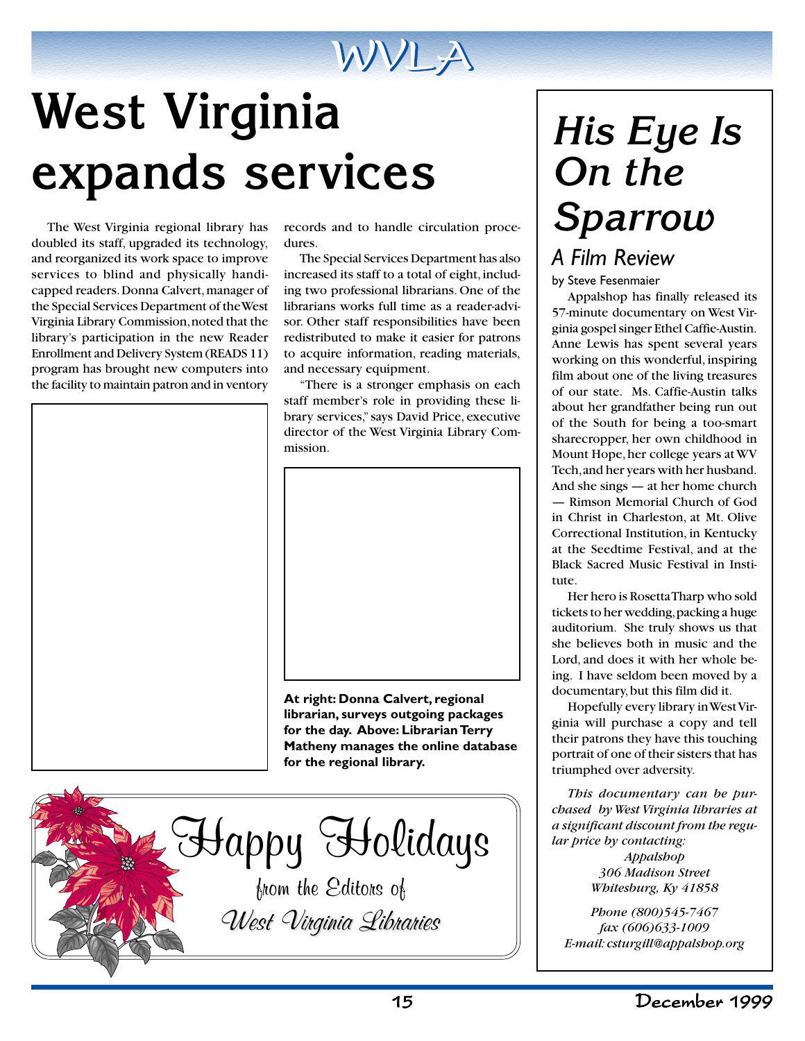# West Virginia expands services

The West Virginia regional library has doubled its staff, upgraded its technology, and reorganized its work space to improve services to blind and physically handicapped readers. Donna Calvert, manager of the Special Services Department of the West Virginia Library Commission, noted that the library's participation in the new Reader Enrollment and Delivery System (READS 11) program has brought new computers into the facility to maintain patron and in ventory records and to handle circulation procedures.

The Special Services Department has also increased its staff to a total of eight, including two professional librarians. One of the librarians works full time as a reader-advisor. Other staff responsibilities have been redistributed to make it easier for patrons to acquire information, reading materials, and necessary equipment.

"There is a stronger emphasis on each staff member's role in providing these library services," says David Price, executive director of the West Virginia Library Commission.

**At right: Donna Calvert, regional librarian, surveys outgoing packages for the day. Above: Librarian Terry Matheny manages the online database for the regional library.**

Happy Holidays

from the Editors of

*West Virginia Libraries*

# *His Eye Is On the Sparrow*

## *A Film Review*

by Steve Fesenmaier

Appalshop has finally released its 57-minute documentary on West Virginia gospel singer Ethel Caffie-Austin. Anne Lewis has spent several years working on this wonderful, inspiring film about one of the living treasures of our state. Ms. Caffie-Austin talks about her grandfather being run out of the South for being a too-smart sharecropper, her own childhood in Mount Hope, her college years at WV Tech, and her years with her husband. And she sings — at her home church — Rimson Memorial Church of God in Christ in Charleston, at Mt. Olive Correctional Institution, in Kentucky at the Seedtime Festival, and at the Black Sacred Music Festival in Institute.

Her hero is Rosetta Tharp who sold tickets to her wedding, packing a huge auditorium. She truly shows us that she believes both in music and the Lord, and does it with her whole being. I have seldom been moved by a documentary, but this film did it.

Hopefully every library in West Virginia will purchase a copy and tell their patrons they have this touching portrait of one of their sisters that has triumphed over adversity.

*This documentary can be purchased by West Virginia libraries at a significant discount from the regular price by contacting:*

*Appalshop*
*306 Madison Street*
*Whitesburg, Ky 41858*

*Phone (800)545-7467*
*fax (606)633-1009*
*E-mail: csturgill@appalshop.org*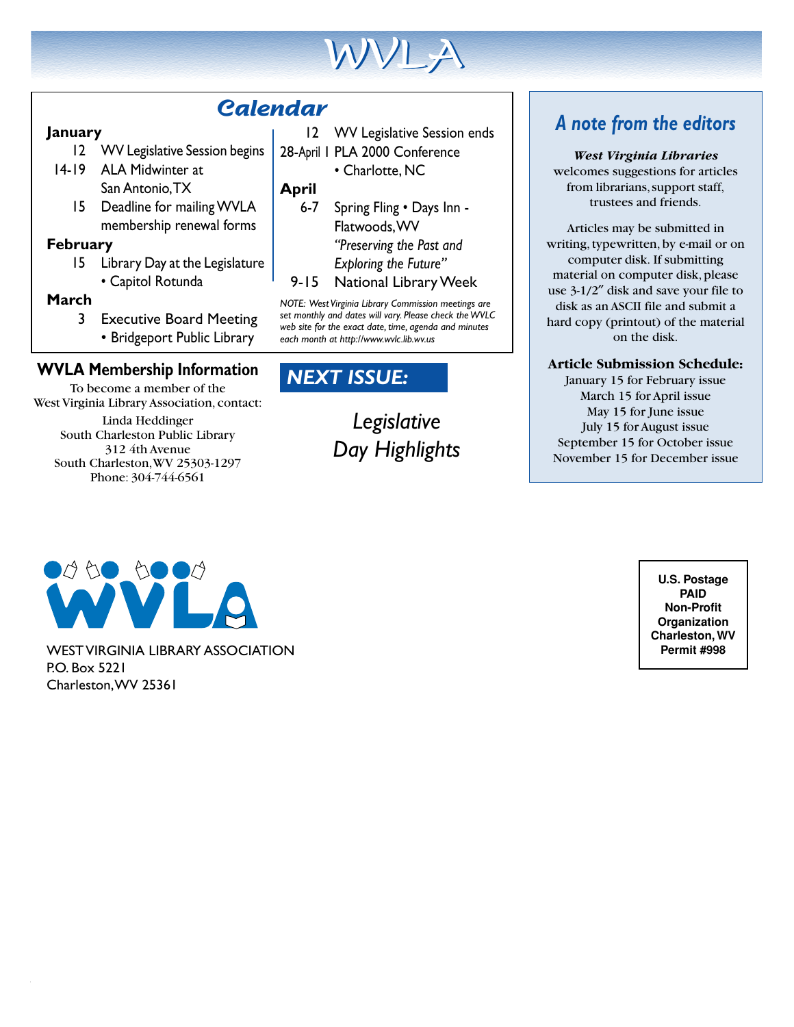# WVLA

## Calendar

**January**

- 12 WV Legislative Session begins
- 14-19 ALA Midwinter at San Antonio, TX
- 15 Deadline for mailing WVLA membership renewal forms

**February**

- 15 Library Day at the Legislature • Capitol Rotunda

**March**

- 3 Executive Board Meeting • Bridgeport Public Library
- 12 WV Legislative Session ends
- 28-April 1 PLA 2000 Conference • Charlotte, NC

**April**

- 6-7 Spring Fling • Days Inn - Flatwoods, WV *"Preserving the Past and Exploring the Future"*
- 9-15 National Library Week

*NOTE: West Virginia Library Commission meetings are set monthly and dates will vary. Please check the WVLC web site for the exact date, time, agenda and minutes each month at http://www.wvlc.lib.wv.us*

## WVLA Membership Information

To become a member of the West Virginia Library Association, contact:

Linda Heddinger
South Charleston Public Library
312 4th Avenue
South Charleston, WV 25303-1297
Phone: 304-744-6561

## NEXT ISSUE:

*Legislative Day Highlights*

## A note from the editors

***West Virginia Libraries*** welcomes suggestions for articles from librarians, support staff, trustees and friends.

Articles may be submitted in writing, typewritten, by e-mail or on computer disk. If submitting material on computer disk, please use 3-1/2" disk and save your file to disk as an ASCII file and submit a hard copy (printout) of the material on the disk.

**Article Submission Schedule:**

January 15 for February issue
March 15 for April issue
May 15 for June issue
July 15 for August issue
September 15 for October issue
November 15 for December issue

WVLA

WEST VIRGINIA LIBRARY ASSOCIATION
P.O. Box 5221
Charleston, WV 25361

**U.S. Postage**
**PAID**
**Non-Profit Organization**
**Charleston, WV**
**Permit #998**